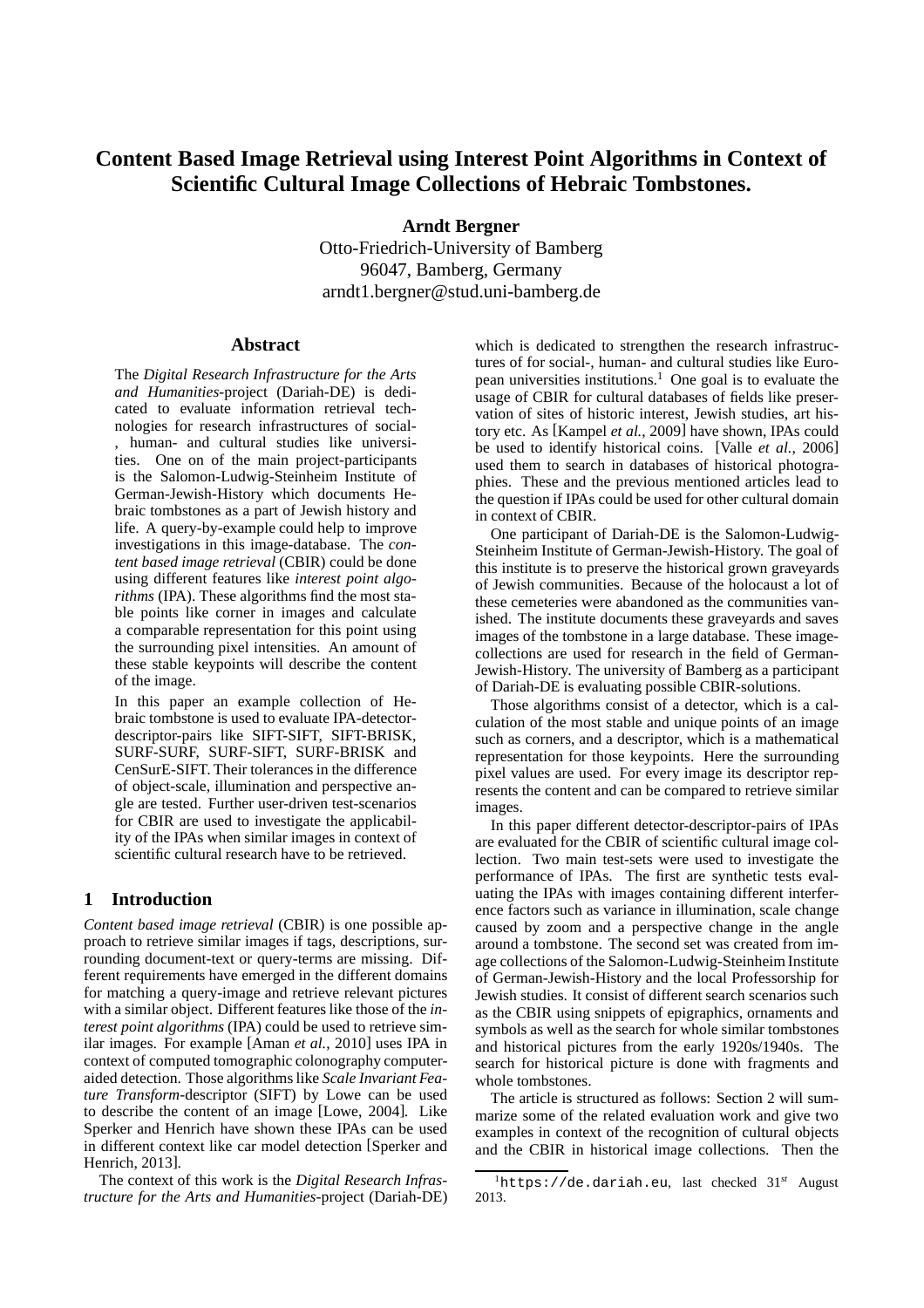# Content Based Image Retrieval using Interest Point Algorithms in Context of Scientific Cultural Image Collections of Hebraic Tombstones.

**Arndt Bergner**
Otto-Friedrich-University of Bamberg
96047, Bamberg, Germany
arndt1.bergner@stud.uni-bamberg.de

## Abstract

The *Digital Research Infrastructure for the Arts and Humanities*-project (Dariah-DE) is dedicated to evaluate information retrieval technologies for research infrastructures of social-, human- and cultural studies like universities. One on of the main project-participants is the Salomon-Ludwig-Steinheim Institute of German-Jewish-History which documents Hebraic tombstones as a part of Jewish history and life. A query-by-example could help to improve investigations in this image-database. The *content based image retrieval* (CBIR) could be done using different features like *interest point algorithms* (IPA). These algorithms find the most stable points like corner in images and calculate a comparable representation for this point using the surrounding pixel intensities. An amount of these stable keypoints will describe the content of the image.

In this paper an example collection of Hebraic tombstone is used to evaluate IPA-detector-descriptor-pairs like SIFT-SIFT, SIFT-BRISK, SURF-SURF, SURF-SIFT, SURF-BRISK and CenSurE-SIFT. Their tolerances in the difference of object-scale, illumination and perspective angle are tested. Further user-driven test-scenarios for CBIR are used to investigate the applicability of the IPAs when similar images in context of scientific cultural research have to be retrieved.

## 1 Introduction

*Content based image retrieval* (CBIR) is one possible approach to retrieve similar images if tags, descriptions, surrounding document-text or query-terms are missing. Different requirements have emerged in the different domains for matching a query-image and retrieve relevant pictures with a similar object. Different features like those of the *interest point algorithms* (IPA) could be used to retrieve similar images. For example [Aman *et al.*, 2010] uses IPA in context of computed tomographic colonography computer-aided detection. Those algorithms like *Scale Invariant Feature Transform*-descriptor (SIFT) by Lowe can be used to describe the content of an image [Lowe, 2004]. Like Sperker and Henrich have shown these IPAs can be used in different context like car model detection [Sperker and Henrich, 2013].

The context of this work is the *Digital Research Infrastructure for the Arts and Humanities*-project (Dariah-DE) which is dedicated to strengthen the research infrastructures of for social-, human- and cultural studies like European universities institutions.[1] One goal is to evaluate the usage of CBIR for cultural databases of fields like preservation of sites of historic interest, Jewish studies, art history etc. As [Kampel *et al.*, 2009] have shown, IPAs could be used to identify historical coins. [Valle *et al.*, 2006] used them to search in databases of historical photographies. These and the previous mentioned articles lead to the question if IPAs could be used for other cultural domain in context of CBIR.

One participant of Dariah-DE is the Salomon-Ludwig-Steinheim Institute of German-Jewish-History. The goal of this institute is to preserve the historical grown graveyards of Jewish communities. Because of the holocaust a lot of these cemeteries were abandoned as the communities vanished. The institute documents these graveyards and saves images of the tombstone in a large database. These image-collections are used for research in the field of German-Jewish-History. The university of Bamberg as a participant of Dariah-DE is evaluating possible CBIR-solutions.

Those algorithms consist of a detector, which is a calculation of the most stable and unique points of an image such as corners, and a descriptor, which is a mathematical representation for those keypoints. Here the surrounding pixel values are used. For every image its descriptor represents the content and can be compared to retrieve similar images.

In this paper different detector-descriptor-pairs of IPAs are evaluated for the CBIR of scientific cultural image collection. Two main test-sets were used to investigate the performance of IPAs. The first are synthetic tests evaluating the IPAs with images containing different interference factors such as variance in illumination, scale change caused by zoom and a perspective change in the angle around a tombstone. The second set was created from image collections of the Salomon-Ludwig-Steinheim Institute of German-Jewish-History and the local Professorship for Jewish studies. It consist of different search scenarios such as the CBIR using snippets of epigraphics, ornaments and symbols as well as the search for whole similar tombstones and historical pictures from the early 1920s/1940s. The search for historical picture is done with fragments and whole tombstones.

The article is structured as follows: Section 2 will summarize some of the related evaluation work and give two examples in context of the recognition of cultural objects and the CBIR in historical image collections. Then the

[1] https://de.dariah.eu, last checked 31st August 2013.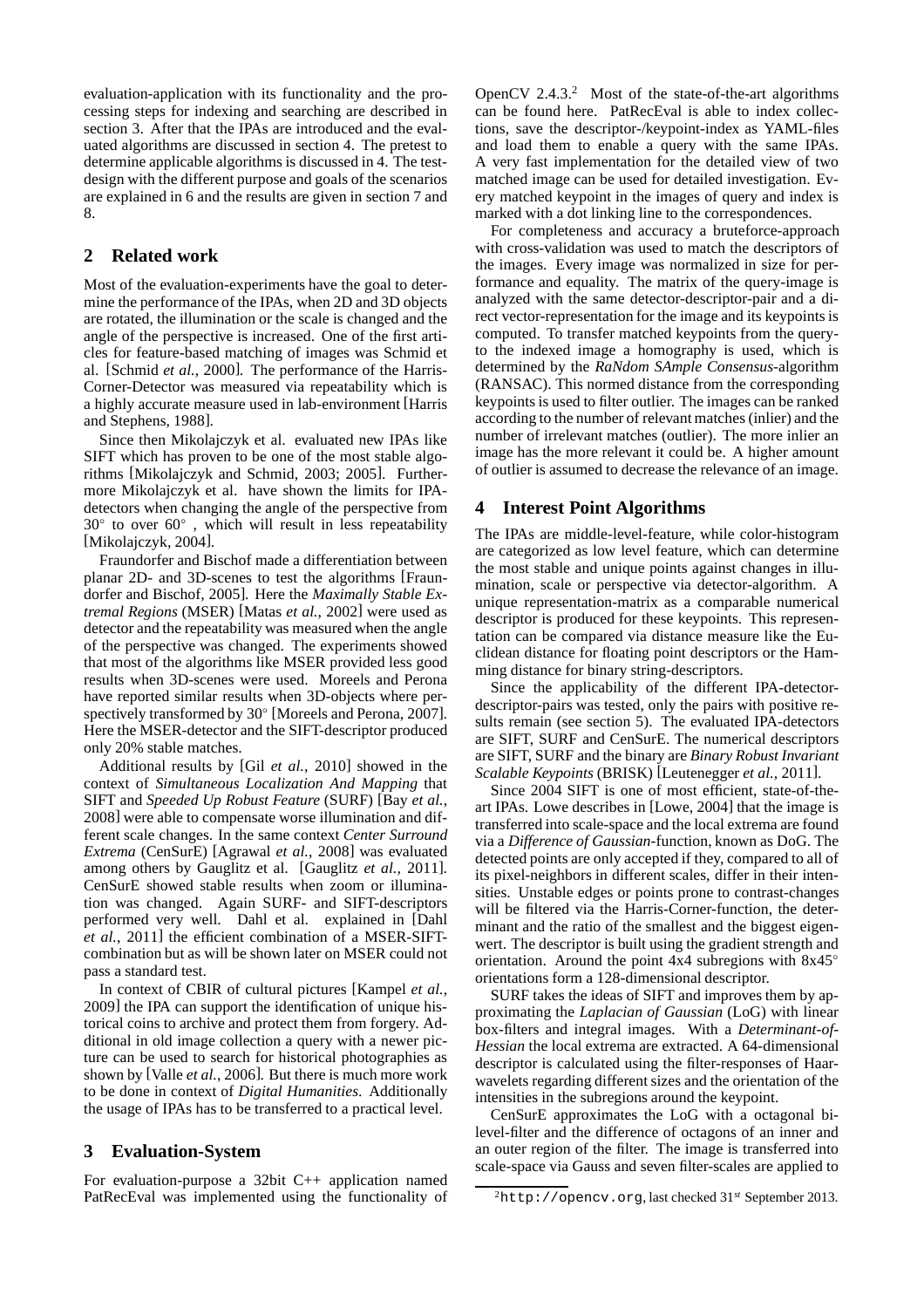evaluation-application with its functionality and the processing steps for indexing and searching are described in section 3. After that the IPAs are introduced and the evaluated algorithms are discussed in section 4. The pretest to determine applicable algorithms is discussed in 4. The test-design with the different purpose and goals of the scenarios are explained in 6 and the results are given in section 7 and 8.

## 2 Related work

Most of the evaluation-experiments have the goal to determine the performance of the IPAs, when 2D and 3D objects are rotated, the illumination or the scale is changed and the angle of the perspective is increased. One of the first articles for feature-based matching of images was Schmid et al. [Schmid *et al.*, 2000]. The performance of the Harris-Corner-Detector was measured via repeatability which is a highly accurate measure used in lab-environment [Harris and Stephens, 1988].

Since then Mikolajczyk et al. evaluated new IPAs like SIFT which has proven to be one of the most stable algorithms [Mikolajczyk and Schmid, 2003; 2005]. Furthermore Mikolajczyk et al. have shown the limits for IPA-detectors when changing the angle of the perspective from 30° to over 60°, which will result in less repeatability [Mikolajczyk, 2004].

Fraundorfer and Bischof made a differentiation between planar 2D- and 3D-scenes to test the algorithms [Fraundorfer and Bischof, 2005]. Here the *Maximally Stable Extremal Regions* (MSER) [Matas *et al.*, 2002] were used as detector and the repeatability was measured when the angle of the perspective was changed. The experiments showed that most of the algorithms like MSER provided less good results when 3D-scenes were used. Moreels and Perona have reported similar results when 3D-objects where perspectively transformed by 30° [Moreels and Perona, 2007]. Here the MSER-detector and the SIFT-descriptor produced only 20% stable matches.

Additional results by [Gil *et al.*, 2010] showed in the context of *Simultaneous Localization And Mapping* that SIFT and *Speeded Up Robust Feature* (SURF) [Bay *et al.*, 2008] were able to compensate worse illumination and different scale changes. In the same context *Center Surround Extrema* (CenSurE) [Agrawal *et al.*, 2008] was evaluated among others by Gauglitz et al. [Gauglitz *et al.*, 2011]. CenSurE showed stable results when zoom or illumination was changed. Again SURF- and SIFT-descriptors performed very well. Dahl et al. explained in [Dahl *et al.*, 2011] the efficient combination of a MSER-SIFT-combination but as will be shown later on MSER could not pass a standard test.

In context of CBIR of cultural pictures [Kampel *et al.*, 2009] the IPA can support the identification of unique historical coins to archive and protect them from forgery. Additional in old image collection a query with a newer picture can be used to search for historical photographies as shown by [Valle *et al.*, 2006]. But there is much more work to be done in context of *Digital Humanities*. Additionally the usage of IPAs has to be transferred to a practical level.

## 3 Evaluation-System

For evaluation-purpose a 32bit C++ application named PatRecEval was implemented using the functionality of OpenCV 2.4.3.[2] Most of the state-of-the-art algorithms can be found here. PatRecEval is able to index collections, save the descriptor-/keypoint-index as YAML-files and load them to enable a query with the same IPAs. A very fast implementation for the detailed view of two matched image can be used for detailed investigation. Every matched keypoint in the images of query and index is marked with a dot linking line to the correspondences.

For completeness and accuracy a bruteforce-approach with cross-validation was used to match the descriptors of the images. Every image was normalized in size for performance and equality. The matrix of the query-image is analyzed with the same detector-descriptor-pair and a direct vector-representation for the image and its keypoints is computed. To transfer matched keypoints from the query- to the indexed image a homography is used, which is determined by the *RaNdom SAmple Consensus*-algorithm (RANSAC). This normed distance from the corresponding keypoints is used to filter outlier. The images can be ranked according to the number of relevant matches (inlier) and the number of irrelevant matches (outlier). The more inlier an image has the more relevant it could be. A higher amount of outlier is assumed to decrease the relevance of an image.

## 4 Interest Point Algorithms

The IPAs are middle-level-feature, while color-histogram are categorized as low level feature, which can determine the most stable and unique points against changes in illumination, scale or perspective via detector-algorithm. A unique representation-matrix as a comparable numerical descriptor is produced for these keypoints. This representation can be compared via distance measure like the Euclidean distance for floating point descriptors or the Hamming distance for binary string-descriptors.

Since the applicability of the different IPA-detector-descriptor-pairs was tested, only the pairs with positive results remain (see section 5). The evaluated IPA-detectors are SIFT, SURF and CenSurE. The numerical descriptors are SIFT, SURF and the binary are *Binary Robust Invariant Scalable Keypoints* (BRISK) [Leutenegger *et al.*, 2011].

Since 2004 SIFT is one of most efficient, state-of-the-art IPAs. Lowe describes in [Lowe, 2004] that the image is transferred into scale-space and the local extrema are found via a *Difference of Gaussian*-function, known as DoG. The detected points are only accepted if they, compared to all of its pixel-neighbors in different scales, differ in their intensities. Unstable edges or points prone to contrast-changes will be filtered via the Harris-Corner-function, the determinant and the ratio of the smallest and the biggest eigenwert. The descriptor is built using the gradient strength and orientation. Around the point 4x4 subregions with 8x45° orientations form a 128-dimensional descriptor.

SURF takes the ideas of SIFT and improves them by approximating the *Laplacian of Gaussian* (LoG) with linear box-filters and integral images. With a *Determinant-of-Hessian* the local extrema are extracted. A 64-dimensional descriptor is calculated using the filter-responses of Haar-wavelets regarding different sizes and the orientation of the intensities in the subregions around the keypoint.

CenSurE approximates the LoG with a octagonal bi-level-filter and the difference of octagons of an inner and an outer region of the filter. The image is transferred into scale-space via Gauss and seven filter-scales are applied to

[2] http://opencv.org, last checked 31st September 2013.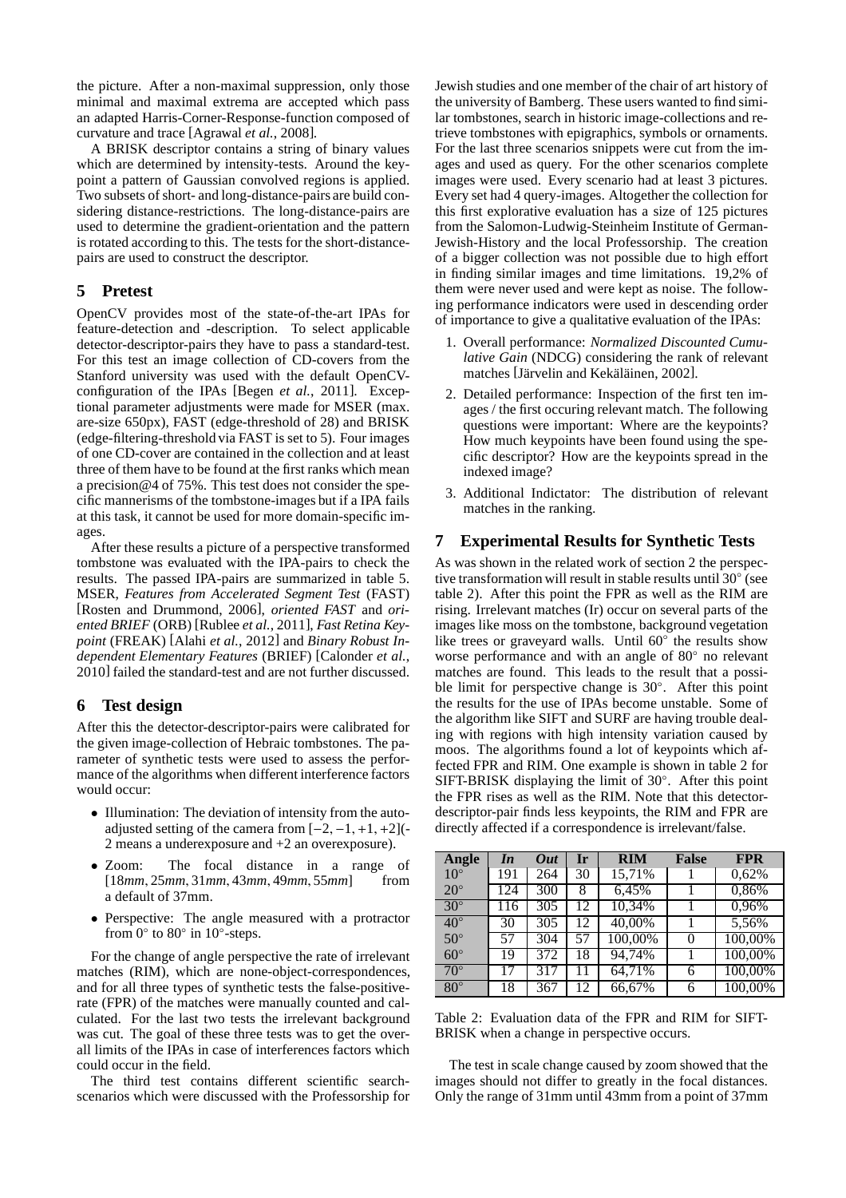the picture. After a non-maximal suppression, only those minimal and maximal extrema are accepted which pass an adapted Harris-Corner-Response-function composed of curvature and trace [Agrawal *et al.*, 2008].

A BRISK descriptor contains a string of binary values which are determined by intensity-tests. Around the keypoint a pattern of Gaussian convolved regions is applied. Two subsets of short- and long-distance-pairs are build considering distance-restrictions. The long-distance-pairs are used to determine the gradient-orientation and the pattern is rotated according to this. The tests for the short-distance-pairs are used to construct the descriptor.

## 5 Pretest

OpenCV provides most of the state-of-the-art IPAs for feature-detection and -description. To select applicable detector-descriptor-pairs they have to pass a standard-test. For this test an image collection of CD-covers from the Stanford university was used with the default OpenCV-configuration of the IPAs [Begen *et al.*, 2011]. Exceptional parameter adjustments were made for MSER (max. are-size 650px), FAST (edge-threshold of 28) and BRISK (edge-filtering-threshold via FAST is set to 5). Four images of one CD-cover are contained in the collection and at least three of them have to be found at the first ranks which mean a precision@4 of 75%. This test does not consider the specific mannerisms of the tombstone-images but if a IPA fails at this task, it cannot be used for more domain-specific images.

After these results a picture of a perspective transformed tombstone was evaluated with the IPA-pairs to check the results. The passed IPA-pairs are summarized in table 5. MSER, *Features from Accelerated Segment Test* (FAST) [Rosten and Drummond, 2006], *oriented FAST* and *oriented BRIEF* (ORB) [Rublee *et al.*, 2011], *Fast Retina Keypoint* (FREAK) [Alahi *et al.*, 2012] and *Binary Robust Independent Elementary Features* (BRIEF) [Calonder *et al.*, 2010] failed the standard-test and are not further discussed.

## 6 Test design

After this the detector-descriptor-pairs were calibrated for the given image-collection of Hebraic tombstones. The parameter of synthetic tests were used to assess the performance of the algorithms when different interference factors would occur:

- Illumination: The deviation of intensity from the auto-adjusted setting of the camera from $[-2, -1, +1, +2]$(-2 means a underexposure and +2 an overexposure).
- Zoom: The focal distance in a range of $[18mm, 25mm, 31mm, 43mm, 49mm, 55mm]$ from a default of 37mm.
- Perspective: The angle measured with a protractor from $0^\circ$ to $80^\circ$ in $10^\circ$-steps.

For the change of angle perspective the rate of irrelevant matches (RIM), which are none-object-correspondences, and for all three types of synthetic tests the false-positive-rate (FPR) of the matches were manually counted and calculated. For the last two tests the irrelevant background was cut. The goal of these three tests was to get the overall limits of the IPAs in case of interferences factors which could occur in the field.

The third test contains different scientific search-scenarios which were discussed with the Professorship for Jewish studies and one member of the chair of art history of the university of Bamberg. These users wanted to find similar tombstones, search in historic image-collections and retrieve tombstones with epigraphics, symbols or ornaments. For the last three scenarios snippets were cut from the images and used as query. For the other scenarios complete images were used. Every scenario had at least 3 pictures. Every set had 4 query-images. Altogether the collection for this first explorative evaluation has a size of 125 pictures from the Salomon-Ludwig-Steinheim Institute of German-Jewish-History and the local Professorship. The creation of a bigger collection was not possible due to high effort in finding similar images and time limitations. 19,2% of them were never used and were kept as noise. The following performance indicators were used in descending order of importance to give a qualitative evaluation of the IPAs:

1. Overall performance: *Normalized Discounted Cumulative Gain* (NDCG) considering the rank of relevant matches [Järvelin and Kekäläinen, 2002].
2. Detailed performance: Inspection of the first ten images / the first occuring relevant match. The following questions were important: Where are the keypoints? How much keypoints have been found using the specific descriptor? How are the keypoints spread in the indexed image?
3. Additional Indictator: The distribution of relevant matches in the ranking.

## 7 Experimental Results for Synthetic Tests

As was shown in the related work of section 2 the perspective transformation will result in stable results until $30^\circ$ (see table 2). After this point the FPR as well as the RIM are rising. Irrelevant matches (Ir) occur on several parts of the images like moss on the tombstone, background vegetation like trees or graveyard walls. Until $60^\circ$ the results show worse performance and with an angle of $80^\circ$ no relevant matches are found. This leads to the result that a possible limit for perspective change is $30^\circ$. After this point the results for the use of IPAs become unstable. Some of the algorithm like SIFT and SURF are having trouble dealing with regions with high intensity variation caused by moos. The algorithms found a lot of keypoints which affected FPR and RIM. One example is shown in table 2 for SIFT-BRISK displaying the limit of $30^\circ$. After this point the FPR rises as well as the RIM. Note that this detector-descriptor-pair finds less keypoints, the RIM and FPR are directly affected if a correspondence is irrelevant/false.

| Angle | *In* | *Out* | Ir | RIM | False | FPR |
|---|---|---|---|---|---|---|
| $10^\circ$ | 191 | 264 | 30 | 15,71% | 1 | 0,62% |
| $20^\circ$ | 124 | 300 | 8 | 6,45% | 1 | 0,86% |
| $30^\circ$ | 116 | 305 | 12 | 10,34% | 1 | 0,96% |
| $40^\circ$ | 30 | 305 | 12 | 40,00% | 1 | 5,56% |
| $50^\circ$ | 57 | 304 | 57 | 100,00% | 0 | 100,00% |
| $60^\circ$ | 19 | 372 | 18 | 94,74% | 1 | 100,00% |
| $70^\circ$ | 17 | 317 | 11 | 64,71% | 6 | 100,00% |
| $80^\circ$ | 18 | 367 | 12 | 66,67% | 6 | 100,00% |

Table 2: Evaluation data of the FPR and RIM for SIFT-BRISK when a change in perspective occurs.

The test in scale change caused by zoom showed that the images should not differ to greatly in the focal distances. Only the range of 31mm until 43mm from a point of 37mm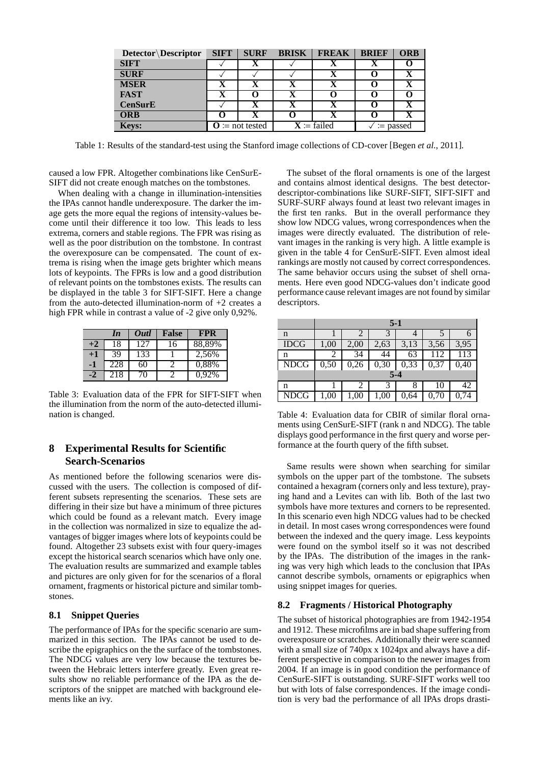| Detector\Descriptor | SIFT | SURF | BRISK | FREAK | BRIEF | ORB |
|---|---|---|---|---|---|---|
| **SIFT** | ✓ | **X** | ✓ | **X** | **X** | **O** |
| **SURF** | ✓ | ✓ | ✓ | **X** | **O** | **X** |
| **MSER** | **X** | **X** | **X** | **X** | **O** | **X** |
| **FAST** | **X** | **O** | **X** | **O** | **O** | **O** |
| **CenSurE** | ✓ | **X** | **X** | **X** | **O** | **X** |
| **ORB** | **O** | **X** | **O** | **X** | **O** | **X** |
| **Keys:** | **O** := not tested | | **X** := failed | | ✓ := passed | |

Table 1: Results of the standard-test using the Stanford image collections of CD-cover [Begen *et al.*, 2011].

caused a low FPR. Altogether combinations like CenSurE-SIFT did not create enough matches on the tombstones.

When dealing with a change in illumination-intensities the IPAs cannot handle underexposure. The darker the image gets the more equal the regions of intensity-values become until their difference it too low. This leads to less extrema, corners and stable regions. The FPR was rising as well as the poor distribution on the tombstone. In contrast the overexposure can be compensated. The count of extrema is rising when the image gets brighter which means lots of keypoints. The FPRs is low and a good distribution of relevant points on the tombstones exists. The results can be displayed in the table 3 for SIFT-SIFT. Here a change from the auto-detected illumination-norm of +2 creates a high FPR while in contrast a value of -2 give only 0,92%.

| | *In* | *Outl* | **False** | **FPR** |
|---|---|---|---|---|
| **+2** | 18 | 127 | 16 | 88,89% |
| **+1** | 39 | 133 | 1 | 2,56% |
| **-1** | 228 | 60 | 2 | 0,88% |
| **-2** | 218 | 70 | 2 | 0,92% |

Table 3: Evaluation data of the FPR for SIFT-SIFT when the illumination from the norm of the auto-detected illumination is changed.

## 8 Experimental Results for Scientific Search-Scenarios

As mentioned before the following scenarios were discussed with the users. The collection is composed of different subsets representing the scenarios. These sets are differing in their size but have a minimum of three pictures which could be found as a relevant match. Every image in the collection was normalized in size to equalize the advantages of bigger images where lots of keypoints could be found. Altogether 23 subsets exist with four query-images except the historical search scenarios which have only one. The evaluation results are summarized and example tables and pictures are only given for for the scenarios of a floral ornament, fragments or historical picture and similar tombstones.

### 8.1 Snippet Queries

The performance of IPAs for the specific scenario are summarized in this section. The IPAs cannot be used to describe the epigraphics on the the surface of the tombstones. The NDCG values are very low because the textures between the Hebraic letters interfere greatly. Even great results show no reliable performance of the IPA as the descriptors of the snippet are matched with background elements like an ivy.

The subset of the floral ornaments is one of the largest and contains almost identical designs. The best detector-descriptor-combinations like SURF-SIFT, SIFT-SIFT and SURF-SURF always found at least two relevant images in the first ten ranks. But in the overall performance they show low NDCG values, wrong correspondences when the images were directly evaluated. The distribution of relevant images in the ranking is very high. A little example is given in the table 4 for CenSurE-SIFT. Even almost ideal rankings are mostly not caused by correct correspondences. The same behavior occurs using the subset of shell ornaments. Here even good NDCG-values don't indicate good performance cause relevant images are not found by similar descriptors.

| | **5-1** | | | | | |
|---|---|---|---|---|---|---|
| n | 1 | 2 | 3 | 4 | 5 | 6 |
| IDCG | 1,00 | 2,00 | 2,63 | 3,13 | 3,56 | 3,95 |
| n | 2 | 34 | 44 | 63 | 112 | 113 |
| NDCG | 0,50 | 0,26 | 0,30 | 0,33 | 0,37 | 0,40 |
| | **5-4** | | | | | |
| n | 1 | 2 | 3 | 8 | 10 | 42 |
| NDCG | 1,00 | 1,00 | 1,00 | 0,64 | 0,70 | 0,74 |

Table 4: Evaluation data for CBIR of similar floral ornaments using CenSurE-SIFT (rank n and NDCG). The table displays good performance in the first query and worse performance at the fourth query of the fifth subset.

Same results were shown when searching for similar symbols on the upper part of the tombstone. The subsets contained a hexagram (corners only and less texture), praying hand and a Levites can with lib. Both of the last two symbols have more textures and corners to be represented. In this scenario even high NDCG values had to be checked in detail. In most cases wrong correspondences were found between the indexed and the query image. Less keypoints were found on the symbol itself so it was not described by the IPAs. The distribution of the images in the ranking was very high which leads to the conclusion that IPAs cannot describe symbols, ornaments or epigraphics when using snippet images for queries.

### 8.2 Fragments / Historical Photography

The subset of historical photographies are from 1942-1954 and 1912. These microfilms are in bad shape suffering from overexposure or scratches. Additionally their were scanned with a small size of 740px x 1024px and always have a different perspective in comparison to the newer images from 2004. If an image is in good condition the performance of CenSurE-SIFT is outstanding. SURF-SIFT works well too but with lots of false correspondences. If the image condition is very bad the performance of all IPAs drops drasti-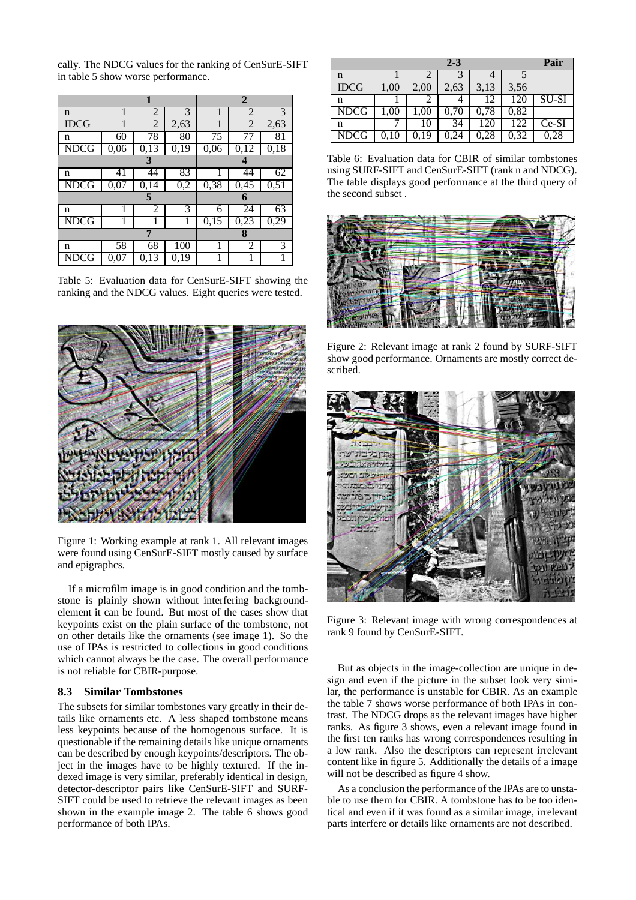cally. The NDCG values for the ranking of CenSurE-SIFT in table 5 show worse performance.

| | **1** | | | **2** | | |
|---|---|---|---|---|---|---|
| n | 1 | 2 | 3 | 1 | 2 | 3 |
| IDCG | 1 | 2 | 2,63 | 1 | 2 | 2,63 |
| n | 60 | 78 | 80 | 75 | 77 | 81 |
| NDCG | 0,06 | 0,13 | 0,19 | 0,06 | 0,12 | 0,18 |
| | **3** | | | **4** | | |
| n | 41 | 44 | 83 | 1 | 44 | 62 |
| NDCG | 0,07 | 0,14 | 0,2 | 0,38 | 0,45 | 0,51 |
| | **5** | | | **6** | | |
| n | 1 | 2 | 3 | 6 | 24 | 63 |
| NDCG | 1 | 1 | 1 | 0,15 | 0,23 | 0,29 |
| | **7** | | | **8** | | |
| n | 58 | 68 | 100 | 1 | 2 | 3 |
| NDCG | 0,07 | 0,13 | 0,19 | 1 | 1 | 1 |

Table 5: Evaluation data for CenSurE-SIFT showing the ranking and the NDCG values. Eight queries were tested.

Figure 1: Working example at rank 1. All relevant images were found using CenSurE-SIFT mostly caused by surface and epigraphcs.

If a microfilm image is in good condition and the tombstone is plainly shown without interfering background-element it can be found. But most of the cases show that keypoints exist on the plain surface of the tombstone, not on other details like the ornaments (see image 1). So the use of IPAs is restricted to collections in good conditions which cannot always be the case. The overall performance is not reliable for CBIR-purpose.

### 8.3 Similar Tombstones

The subsets for similar tombstones vary greatly in their details like ornaments etc. A less shaped tombstone means less keypoints because of the homogenous surface. It is questionable if the remaining details like unique ornaments can be described by enough keypoints/descriptors. The object in the images have to be highly textured. If the indexed image is very similar, preferably identical in design, detector-descriptor pairs like CenSurE-SIFT and SURF-SIFT could be used to retrieve the relevant images as been shown in the example image 2. The table 6 shows good performance of both IPAs.

| | **2-3** | | | | | **Pair** |
|---|---|---|---|---|---|---|
| n | 1 | 2 | 3 | 4 | 5 | |
| IDCG | 1,00 | 2,00 | 2,63 | 3,13 | 3,56 | |
| n | 1 | 2 | 4 | 12 | 120 | SU-SI |
| NDCG | 1,00 | 1,00 | 0,70 | 0,78 | 0,82 | |
| n | 7 | 10 | 34 | 120 | 122 | Ce-SI |
| NDCG | 0,10 | 0,19 | 0,24 | 0,28 | 0,32 | 0,28 |

Table 6: Evaluation data for CBIR of similar tombstones using SURF-SIFT and CenSurE-SIFT (rank n and NDCG). The table displays good performance at the third query of the second subset .

Figure 2: Relevant image at rank 2 found by SURF-SIFT show good performance. Ornaments are mostly correct described.

Figure 3: Relevant image with wrong correspondences at rank 9 found by CenSurE-SIFT.

But as objects in the image-collection are unique in design and even if the picture in the subset look very similar, the performance is unstable for CBIR. As an example the table 7 shows worse performance of both IPAs in contrast. The NDCG drops as the relevant images have higher ranks. As figure 3 shows, even a relevant image found in the first ten ranks has wrong correspondences resulting in a low rank. Also the descriptors can represent irrelevant content like in figure 5. Additionally the details of a image will not be described as figure 4 show.

As a conclusion the performance of the IPAs are to unstable to use them for CBIR. A tombstone has to be too identical and even if it was found as a similar image, irrelevant parts interfere or details like ornaments are not described.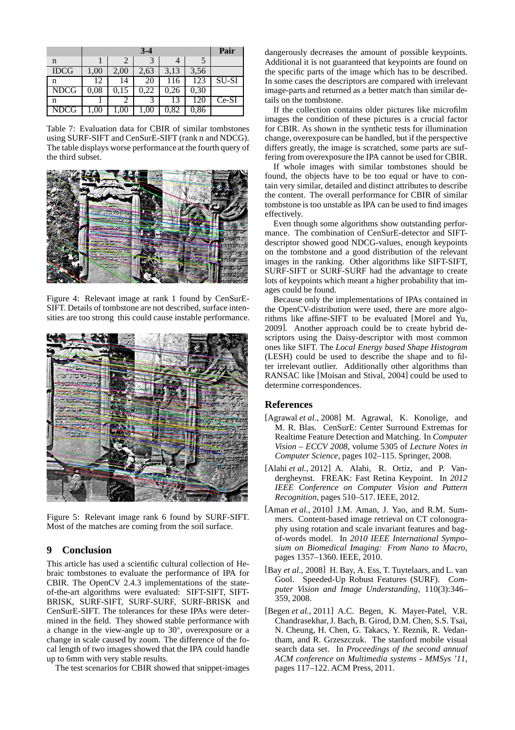|  | 3-4 |  |  |  |  | Pair |
|---|---|---|---|---|---|---|
| n | 1 | 2 | 3 | 4 | 5 |  |
| IDCG | 1,00 | 2,00 | 2,63 | 3,13 | 3,56 |  |
| n | 12 | 14 | 20 | 116 | 123 | SU-SI |
| NDCG | 0,08 | 0,15 | 0,22 | 0,26 | 0,30 |  |
| n | 1 | 2 | 3 | 13 | 120 | Ce-SI |
| NDCG | 1,00 | 1,00 | 1,00 | 0,82 | 0,86 |  |

Table 7: Evaluation data for CBIR of similar tombstones using SURF-SIFT and CenSurE-SIFT (rank n and NDCG). The table displays worse performance at the fourth query of the third subset.

Figure 4: Relevant image at rank 1 found by CenSurE-SIFT. Details of tombstone are not described, surface intensities are too strong this could cause instable performance.

Figure 5: Relevant image rank 6 found by SURF-SIFT. Most of the matches are coming from the soil surface.

## 9 Conclusion

This article has used a scientific cultural collection of Hebraic tombstones to evaluate the performance of IPA for CBIR. The OpenCV 2.4.3 implementations of the state-of-the-art algorithms were evaluated: SIFT-SIFT, SIFT-BRISK, SURF-SIFT, SURF-SURF, SURF-BRISK and CenSurE-SIFT. The tolerances for these IPAs were determined in the field. They showed stable performance with a change in the view-angle up to 30°, overexposure or a change in scale caused by zoom. The difference of the focal length of two images showed that the IPA could handle up to 6mm with very stable results.

The test scenarios for CBIR showed that snippet-images dangerously decreases the amount of possible keypoints. Additional it is not guaranteed that keypoints are found on the specific parts of the image which has to be described. In some cases the descriptors are compared with irrelevant image-parts and returned as a better match than similar details on the tombstone.

If the collection contains older pictures like microfilm images the condition of these pictures is a crucial factor for CBIR. As shown in the synthetic tests for illumination change, overexposure can be handled, but if the perspective differs greatly, the image is scratched, some parts are suffering from overexposure the IPA cannot be used for CBIR.

If whole images with similar tombstones should be found, the objects have to be too equal or have to contain very similar, detailed and distinct attributes to describe the content. The overall performance for CBIR of similar tombstone is too unstable as IPA can be used to find images effectively.

Even though some algorithms show outstanding performance. The combination of CenSurE-detector and SIFT-descriptor showed good NDCG-values, enough keypoints on the tombstone and a good distribution of the relevant images in the ranking. Other algorithms like SIFT-SIFT, SURF-SIFT or SURF-SURF had the advantage to create lots of keypoints which meant a higher probability that images could be found.

Because only the implementations of IPAs contained in the OpenCV-distribution were used, there are more algorithms like affine-SIFT to be evaluated [Morel and Yu, 2009]. Another approach could be to create hybrid descriptors using the Daisy-descriptor with most common ones like SIFT. The *Local Energy based Shape Histogram* (LESH) could be used to describe the shape and to filter irrelevant outlier. Additionally other algorithms than RANSAC like [Moisan and Stival, 2004] could be used to determine correspondences.

## References

[Agrawal *et al.*, 2008] M. Agrawal, K. Konolige, and M. R. Blas. CenSurE: Center Surround Extremas for Realtime Feature Detection and Matching. In *Computer Vision – ECCV 2008*, volume 5305 of *Lecture Notes in Computer Science*, pages 102–115. Springer, 2008.

[Alahi *et al.*, 2012] A. Alahi, R. Ortiz, and P. Vandergheynst. FREAK: Fast Retina Keypoint. In *2012 IEEE Conference on Computer Vision and Pattern Recognition*, pages 510–517. IEEE, 2012.

[Aman *et al.*, 2010] J.M. Aman, J. Yao, and R.M. Summers. Content-based image retrieval on CT colonography using rotation and scale invariant features and bag-of-words model. In *2010 IEEE International Symposium on Biomedical Imaging: From Nano to Macro*, pages 1357–1360. IEEE, 2010.

[Bay *et al.*, 2008] H. Bay, A. Ess, T. Tuytelaars, and L. van Gool. Speeded-Up Robust Features (SURF). *Computer Vision and Image Understanding*, 110(3):346–359, 2008.

[Begen *et al.*, 2011] A.C. Begen, K. Mayer-Patel, V.R. Chandrasekhar, J. Bach, B. Girod, D.M. Chen, S.S. Tsai, N. Cheung, H. Chen, G. Takacs, Y. Reznik, R. Vedantham, and R. Grzeszczuk. The stanford mobile visual search data set. In *Proceedings of the second annual ACM conference on Multimedia systems - MMSys '11*, pages 117–122. ACM Press, 2011.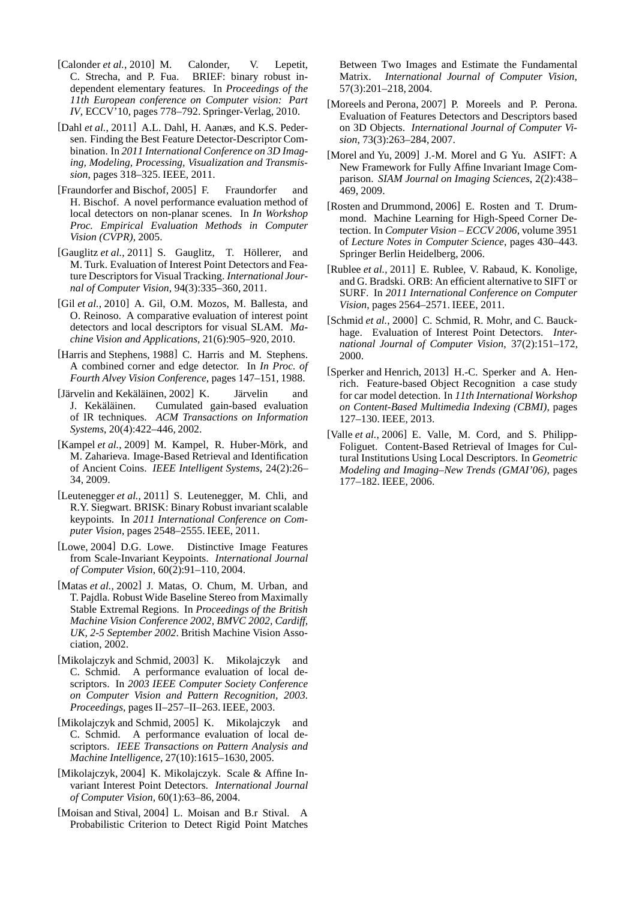[Calonder *et al.*, 2010] M. Calonder, V. Lepetit, C. Strecha, and P. Fua. BRIEF: binary robust independent elementary features. In *Proceedings of the 11th European conference on Computer vision: Part IV*, ECCV'10, pages 778–792. Springer-Verlag, 2010.

[Dahl *et al.*, 2011] A.L. Dahl, H. Aanæs, and K.S. Pedersen. Finding the Best Feature Detector-Descriptor Combination. In *2011 International Conference on 3D Imaging, Modeling, Processing, Visualization and Transmission*, pages 318–325. IEEE, 2011.

[Fraundorfer and Bischof, 2005] F. Fraundorfer and H. Bischof. A novel performance evaluation method of local detectors on non-planar scenes. In *In Workshop Proc. Empirical Evaluation Methods in Computer Vision (CVPR)*, 2005.

[Gauglitz *et al.*, 2011] S. Gauglitz, T. Höllerer, and M. Turk. Evaluation of Interest Point Detectors and Feature Descriptors for Visual Tracking. *International Journal of Computer Vision*, 94(3):335–360, 2011.

[Gil *et al.*, 2010] A. Gil, O.M. Mozos, M. Ballesta, and O. Reinoso. A comparative evaluation of interest point detectors and local descriptors for visual SLAM. *Machine Vision and Applications*, 21(6):905–920, 2010.

[Harris and Stephens, 1988] C. Harris and M. Stephens. A combined corner and edge detector. In *In Proc. of Fourth Alvey Vision Conference*, pages 147–151, 1988.

[Järvelin and Kekäläinen, 2002] K. Järvelin and J. Kekäläinen. Cumulated gain-based evaluation of IR techniques. *ACM Transactions on Information Systems*, 20(4):422–446, 2002.

[Kampel *et al.*, 2009] M. Kampel, R. Huber-Mörk, and M. Zaharieva. Image-Based Retrieval and Identification of Ancient Coins. *IEEE Intelligent Systems*, 24(2):26–34, 2009.

[Leutenegger *et al.*, 2011] S. Leutenegger, M. Chli, and R.Y. Siegwart. BRISK: Binary Robust invariant scalable keypoints. In *2011 International Conference on Computer Vision*, pages 2548–2555. IEEE, 2011.

[Lowe, 2004] D.G. Lowe. Distinctive Image Features from Scale-Invariant Keypoints. *International Journal of Computer Vision*, 60(2):91–110, 2004.

[Matas *et al.*, 2002] J. Matas, O. Chum, M. Urban, and T. Pajdla. Robust Wide Baseline Stereo from Maximally Stable Extremal Regions. In *Proceedings of the British Machine Vision Conference 2002, BMVC 2002, Cardiff, UK, 2-5 September 2002*. British Machine Vision Association, 2002.

[Mikolajczyk and Schmid, 2003] K. Mikolajczyk and C. Schmid. A performance evaluation of local descriptors. In *2003 IEEE Computer Society Conference on Computer Vision and Pattern Recognition, 2003. Proceedings*, pages II–257–II–263. IEEE, 2003.

[Mikolajczyk and Schmid, 2005] K. Mikolajczyk and C. Schmid. A performance evaluation of local descriptors. *IEEE Transactions on Pattern Analysis and Machine Intelligence*, 27(10):1615–1630, 2005.

[Mikolajczyk, 2004] K. Mikolajczyk. Scale & Affine Invariant Interest Point Detectors. *International Journal of Computer Vision*, 60(1):63–86, 2004.

[Moisan and Stival, 2004] L. Moisan and B.r Stival. A Probabilistic Criterion to Detect Rigid Point Matches Between Two Images and Estimate the Fundamental Matrix. *International Journal of Computer Vision*, 57(3):201–218, 2004.

[Moreels and Perona, 2007] P. Moreels and P. Perona. Evaluation of Features Detectors and Descriptors based on 3D Objects. *International Journal of Computer Vision*, 73(3):263–284, 2007.

[Morel and Yu, 2009] J.-M. Morel and G Yu. ASIFT: A New Framework for Fully Affine Invariant Image Comparison. *SIAM Journal on Imaging Sciences*, 2(2):438–469, 2009.

[Rosten and Drummond, 2006] E. Rosten and T. Drummond. Machine Learning for High-Speed Corner Detection. In *Computer Vision – ECCV 2006*, volume 3951 of *Lecture Notes in Computer Science*, pages 430–443. Springer Berlin Heidelberg, 2006.

[Rublee *et al.*, 2011] E. Rublee, V. Rabaud, K. Konolige, and G. Bradski. ORB: An efficient alternative to SIFT or SURF. In *2011 International Conference on Computer Vision*, pages 2564–2571. IEEE, 2011.

[Schmid *et al.*, 2000] C. Schmid, R. Mohr, and C. Bauckhage. Evaluation of Interest Point Detectors. *International Journal of Computer Vision*, 37(2):151–172, 2000.

[Sperker and Henrich, 2013] H.-C. Sperker and A. Henrich. Feature-based Object Recognition a case study for car model detection. In *11th International Workshop on Content-Based Multimedia Indexing (CBMI)*, pages 127–130. IEEE, 2013.

[Valle *et al.*, 2006] E. Valle, M. Cord, and S. Philipp-Foliguet. Content-Based Retrieval of Images for Cultural Institutions Using Local Descriptors. In *Geometric Modeling and Imaging–New Trends (GMAI'06)*, pages 177–182. IEEE, 2006.